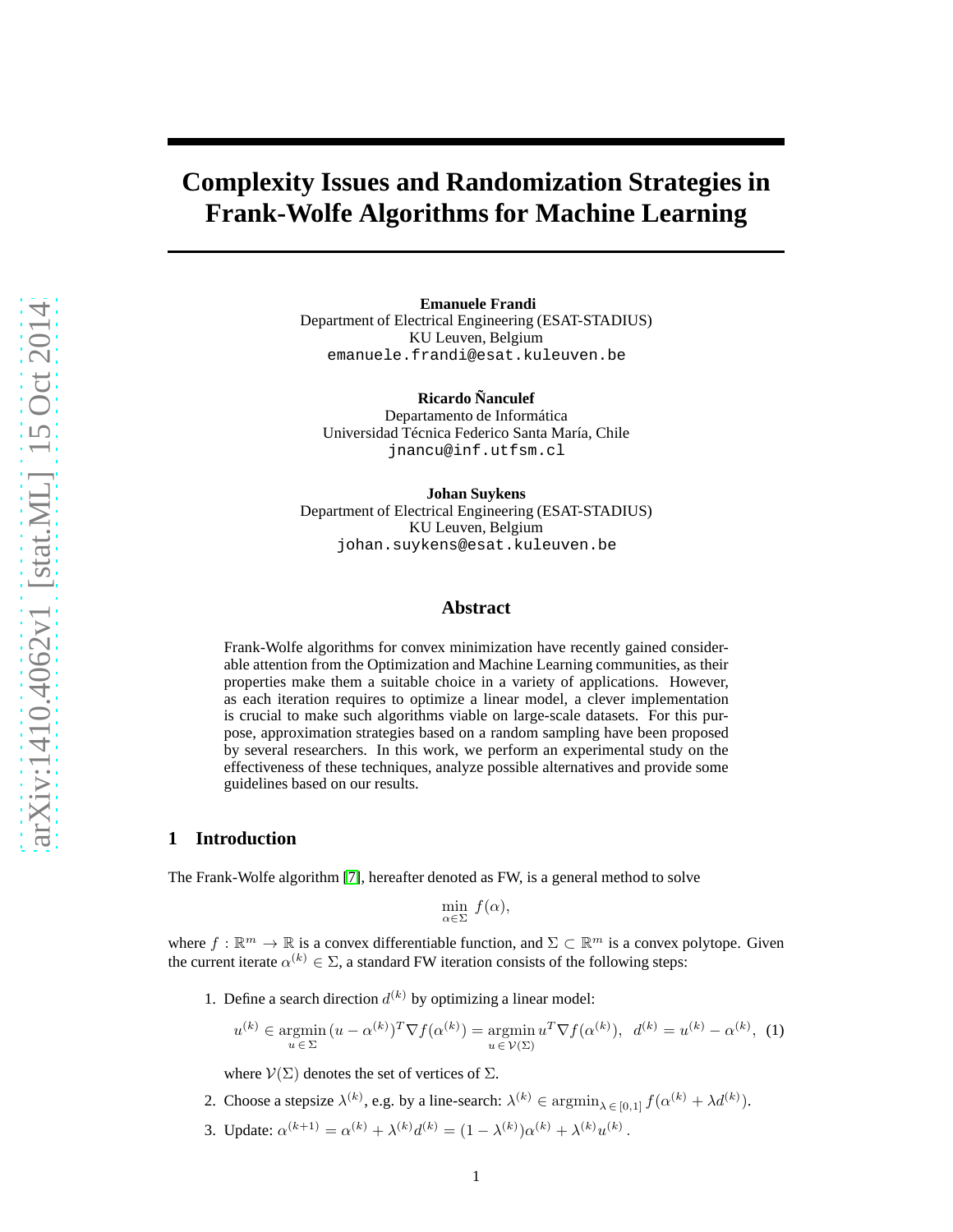# Complexity Issues and Randomization Strategies in Frank-Wolfe Algorithms for Machine Learning

**Emanuele Frandi**
Department of Electrical Engineering (ESAT-STADIUS)
KU Leuven, Belgium
emanuele.frandi@esat.kuleuven.be

**Ricardo Ñanculef**
Departamento de Informática
Universidad Técnica Federico Santa María, Chile
jnancu@inf.utfsm.cl

**Johan Suykens**
Department of Electrical Engineering (ESAT-STADIUS)
KU Leuven, Belgium
johan.suykens@esat.kuleuven.be

## Abstract

Frank-Wolfe algorithms for convex minimization have recently gained considerable attention from the Optimization and Machine Learning communities, as their properties make them a suitable choice in a variety of applications. However, as each iteration requires to optimize a linear model, a clever implementation is crucial to make such algorithms viable on large-scale datasets. For this purpose, approximation strategies based on a random sampling have been proposed by several researchers. In this work, we perform an experimental study on the effectiveness of these techniques, analyze possible alternatives and provide some guidelines based on our results.

## 1 Introduction

The Frank-Wolfe algorithm [7], hereafter denoted as FW, is a general method to solve

$$\min_{\alpha \in \Sigma} \; f(\alpha),$$

where $f : \mathbb{R}^m \to \mathbb{R}$ is a convex differentiable function, and $\Sigma \subset \mathbb{R}^m$ is a convex polytope. Given the current iterate $\alpha^{(k)} \in \Sigma$, a standard FW iteration consists of the following steps:

1. Define a search direction $d^{(k)}$ by optimizing a linear model:

$$u^{(k)} \in \underset{u \,\in\, \Sigma}{\operatorname{argmin}} \, (u - \alpha^{(k)})^T \nabla f(\alpha^{(k)}) = \underset{u \,\in\, \mathcal{V}(\Sigma)}{\operatorname{argmin}} \, u^T \nabla f(\alpha^{(k)}), \;\; d^{(k)} = u^{(k)} - \alpha^{(k)}, \quad (1)$$

   where $\mathcal{V}(\Sigma)$ denotes the set of vertices of $\Sigma$.

2. Choose a stepsize $\lambda^{(k)}$, e.g. by a line-search: $\lambda^{(k)} \in \operatorname{argmin}_{\lambda \,\in\, [0,1]} f(\alpha^{(k)} + \lambda d^{(k)})$.

3. Update: $\alpha^{(k+1)} = \alpha^{(k)} + \lambda^{(k)} d^{(k)} = (1 - \lambda^{(k)})\alpha^{(k)} + \lambda^{(k)} u^{(k)}$.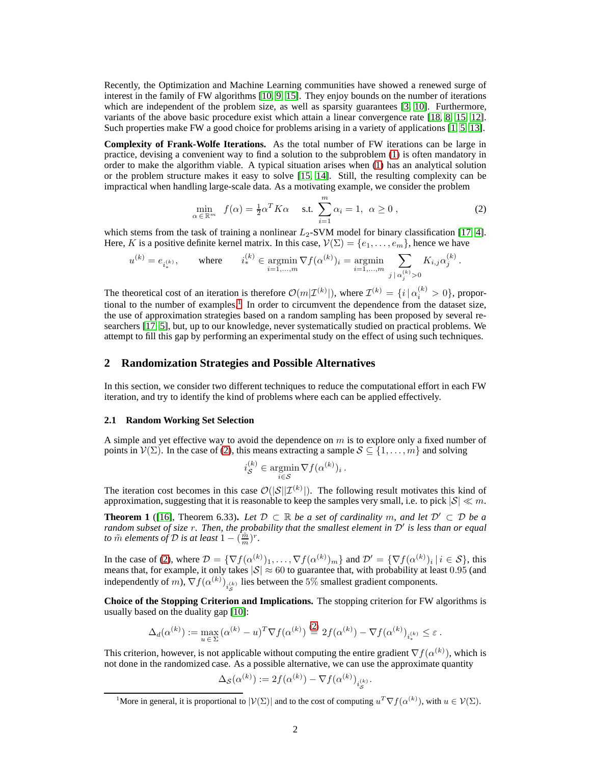Recently, the Optimization and Machine Learning communities have showed a renewed surge of interest in the family of FW algorithms [10, 9, 15]. They enjoy bounds on the number of iterations which are independent of the problem size, as well as sparsity guarantees [3, 10]. Furthermore, variants of the above basic procedure exist which attain a linear convergence rate [18, 8, 15, 12]. Such properties make FW a good choice for problems arising in a variety of applications [1, 5, 13].

**Complexity of Frank-Wolfe Iterations.** As the total number of FW iterations can be large in practice, devising a convenient way to find a solution to the subproblem (1) is often mandatory in order to make the algorithm viable. A typical situation arises when (1) has an analytical solution or the problem structure makes it easy to solve [15, 14]. Still, the resulting complexity can be impractical when handling large-scale data. As a motivating example, we consider the problem

$$\min_{\alpha \in \mathbb{R}^m} \; f(\alpha) = \tfrac{1}{2}\alpha^T K \alpha \quad \text{s.t. } \sum_{i=1}^{m} \alpha_i = 1, \; \alpha \geq 0 \,, \tag{2}$$

which stems from the task of training a nonlinear $L_2$-SVM model for binary classification [17, 4]. Here, $K$ is a positive definite kernel matrix. In this case, $\mathcal{V}(\Sigma) = \{e_1, \ldots, e_m\}$, hence we have

$$u^{(k)} = e_{i_*^{(k)}}, \qquad \text{where} \qquad i_*^{(k)} \in \operatorname*{argmin}_{i=1,\ldots,m} \nabla f(\alpha^{(k)})_i = \operatorname*{argmin}_{i=1,\ldots,m} \sum_{j \,|\, \alpha_j^{(k)} > 0} K_{i,j}\alpha_j^{(k)} \,.$$

The theoretical cost of an iteration is therefore $\mathcal{O}(m|\mathcal{I}^{(k)}|)$, where $\mathcal{I}^{(k)} = \{i \,|\, \alpha_i^{(k)} > 0\}$, proportional to the number of examples.[1] In order to circumvent the dependence from the dataset size, the use of approximation strategies based on a random sampling has been proposed by several researchers [17, 5], but, up to our knowledge, never systematically studied on practical problems. We attempt to fill this gap by performing an experimental study on the effect of using such techniques.

## 2 Randomization Strategies and Possible Alternatives

In this section, we consider two different techniques to reduce the computational effort in each FW iteration, and try to identify the kind of problems where each can be applied effectively.

### 2.1 Random Working Set Selection

A simple and yet effective way to avoid the dependence on $m$ is to explore only a fixed number of points in $\mathcal{V}(\Sigma)$. In the case of (2), this means extracting a sample $\mathcal{S} \subseteq \{1, \ldots, m\}$ and solving

$$i_{\mathcal{S}}^{(k)} \in \operatorname*{argmin}_{i \in \mathcal{S}} \nabla f(\alpha^{(k)})_i \,.$$

The iteration cost becomes in this case $\mathcal{O}(|\mathcal{S}||\mathcal{I}^{(k)}|)$. The following result motivates this kind of approximation approach, suggesting that it is reasonable to keep the samples very small, i.e. to pick $|\mathcal{S}| \ll m$.

**Theorem 1** ([16], Theorem 6.33)**.** *Let $\mathcal{D} \subset \mathbb{R}$ be a set of cardinality $m$, and let $\mathcal{D}' \subset \mathcal{D}$ be a random subset of size $r$. Then, the probability that the smallest element in $\mathcal{D}'$ is less than or equal to $\tilde{m}$ elements of $\mathcal{D}$ is at least $1 - (\frac{\tilde{m}}{m})^r$.*

In the case of (2), where $\mathcal{D} = \{\nabla f(\alpha^{(k)})_1, \ldots, \nabla f(\alpha^{(k)})_m\}$ and $\mathcal{D}' = \{\nabla f(\alpha^{(k)})_i \,|\, i \in \mathcal{S}\}$, this means that, for example, it only takes $|\mathcal{S}| \approx 60$ to guarantee that, with probability at least $0.95$ (and independently of $m$), $\nabla f(\alpha^{(k)})_{i_{\mathcal{S}}^{(k)}}$ lies between the $5\%$ smallest gradient components.

**Choice of the Stopping Criterion and Implications.** The stopping criterion for FW algorithms is usually based on the duality gap [10]:

$$\Delta_d(\alpha^{(k)}) := \max_{u \in \Sigma} (\alpha^{(k)} - u)^T \nabla f(\alpha^{(k)}) \overset{(2)}{=} 2f(\alpha^{(k)}) - \nabla f(\alpha^{(k)})_{i_*^{(k)}} \leq \varepsilon \,.$$

This criterion, however, is not applicable without computing the entire gradient $\nabla f(\alpha^{(k)})$, which is not done in the randomized case. As a possible alternative, we can use the approximate quantity

$$\Delta_{\mathcal{S}}(\alpha^{(k)}) := 2f(\alpha^{(k)}) - \nabla f(\alpha^{(k)})_{i_{\mathcal{S}}^{(k)}} .$$

[1] More in general, it is proportional to $|\mathcal{V}(\Sigma)|$ and to the cost of computing $u^T \nabla f(\alpha^{(k)})$, with $u \in \mathcal{V}(\Sigma)$.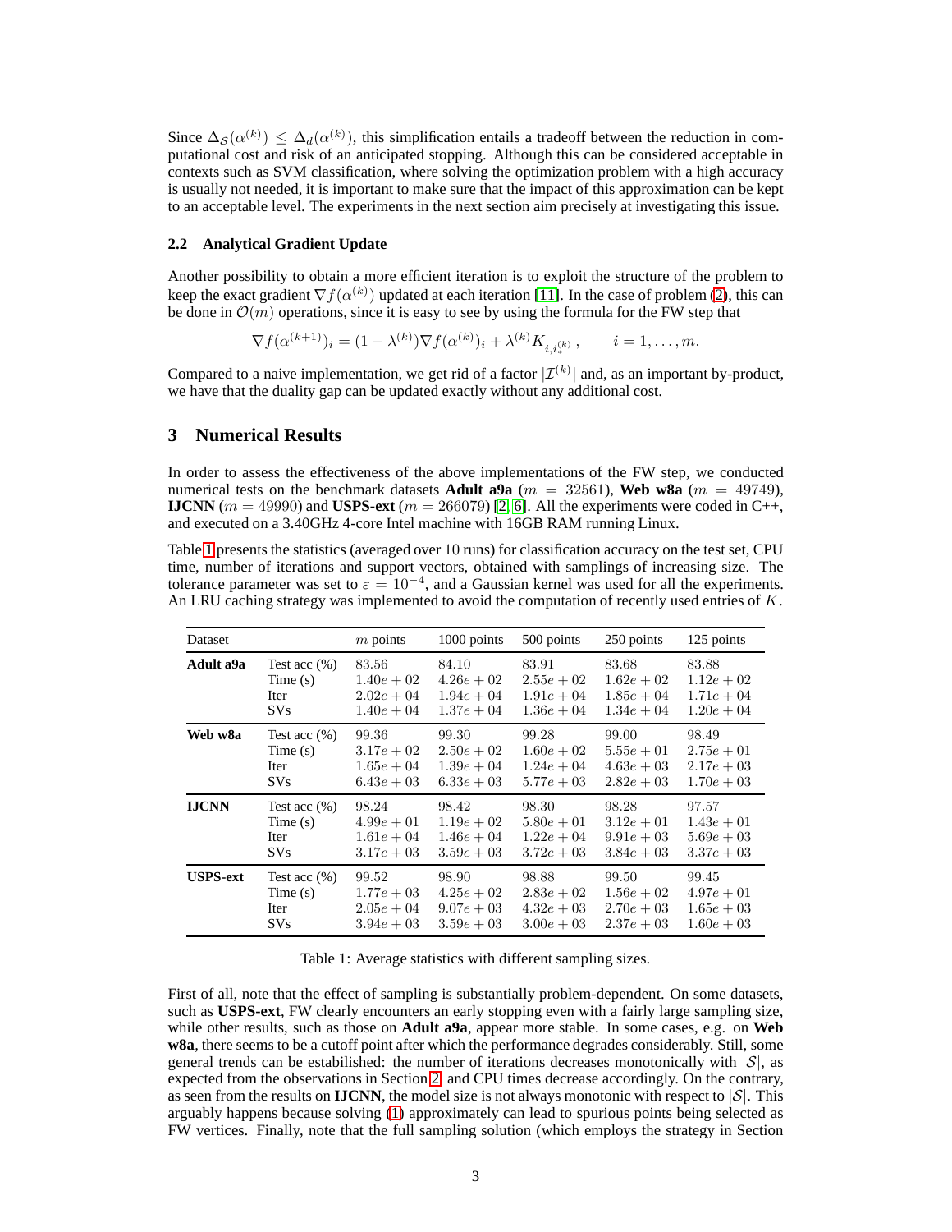Since $\Delta_{\mathcal{S}}(\alpha^{(k)}) \leq \Delta_d(\alpha^{(k)})$, this simplification entails a tradeoff between the reduction in computational cost and risk of an anticipated stopping. Although this can be considered acceptable in contexts such as SVM classification, where solving the optimization problem with a high accuracy is usually not needed, it is important to make sure that the impact of this approximation can be kept to an acceptable level. The experiments in the next section aim precisely at investigating this issue.

### 2.2 Analytical Gradient Update

Another possibility to obtain a more efficient iteration is to exploit the structure of the problem to keep the exact gradient $\nabla f(\alpha^{(k)})$ updated at each iteration [11]. In the case of problem (2), this can be done in $\mathcal{O}(m)$ operations, since it is easy to see by using the formula for the FW step that

$$\nabla f(\alpha^{(k+1)})_i = (1 - \lambda^{(k)}) \nabla f(\alpha^{(k)})_i + \lambda^{(k)} K_{i, i_*^{(k)}} \,, \qquad i = 1, \ldots, m.$$

Compared to a naive implementation, we get rid of a factor $|\mathcal{I}^{(k)}|$ and, as an important by-product, we have that the duality gap can be updated exactly without any additional cost.

## 3 Numerical Results

In order to assess the effectiveness of the above implementations of the FW step, we conducted numerical tests on the benchmark datasets **Adult a9a** ($m = 32561$), **Web w8a** ($m = 49749$), **IJCNN** ($m = 49990$) and **USPS-ext** ($m = 266079$) [2, 6]. All the experiments were coded in C++, and executed on a 3.40GHz 4-core Intel machine with 16GB RAM running Linux.

Table 1 presents the statistics (averaged over 10 runs) for classification accuracy on the test set, CPU time, number of iterations and support vectors, obtained with samplings of increasing size. The tolerance parameter was set to $\varepsilon = 10^{-4}$, and a Gaussian kernel was used for all the experiments. An LRU caching strategy was implemented to avoid the computation of recently used entries of $K$.

| Dataset | | $m$ points | 1000 points | 500 points | 250 points | 125 points |
|---|---|---|---|---|---|---|
| **Adult a9a** | Test acc (%) | 83.56 | 84.10 | 83.91 | 83.68 | 83.88 |
| | Time (s) | $1.40e+02$ | $4.26e+02$ | $2.55e+02$ | $1.62e+02$ | $1.12e+02$ |
| | Iter | $2.02e+04$ | $1.94e+04$ | $1.91e+04$ | $1.85e+04$ | $1.71e+04$ |
| | SVs | $1.40e+04$ | $1.37e+04$ | $1.36e+04$ | $1.34e+04$ | $1.20e+04$ |
| **Web w8a** | Test acc (%) | 99.36 | 99.30 | 99.28 | 99.00 | 98.49 |
| | Time (s) | $3.17e+02$ | $2.50e+02$ | $1.60e+02$ | $5.55e+01$ | $2.75e+01$ |
| | Iter | $1.65e+04$ | $1.39e+04$ | $1.24e+04$ | $4.63e+03$ | $2.17e+03$ |
| | SVs | $6.43e+03$ | $6.33e+03$ | $5.77e+03$ | $2.82e+03$ | $1.70e+03$ |
| **IJCNN** | Test acc (%) | 98.24 | 98.42 | 98.30 | 98.28 | 97.57 |
| | Time (s) | $4.99e+01$ | $1.19e+02$ | $5.80e+01$ | $3.12e+01$ | $1.43e+01$ |
| | Iter | $1.61e+04$ | $1.46e+04$ | $1.22e+04$ | $9.91e+03$ | $5.69e+03$ |
| | SVs | $3.17e+03$ | $3.59e+03$ | $3.72e+03$ | $3.84e+03$ | $3.37e+03$ |
| **USPS-ext** | Test acc (%) | 99.52 | 98.90 | 98.88 | 99.50 | 99.45 |
| | Time (s) | $1.77e+03$ | $4.25e+02$ | $2.83e+02$ | $1.56e+02$ | $4.97e+01$ |
| | Iter | $2.05e+04$ | $9.07e+03$ | $4.32e+03$ | $2.70e+03$ | $1.65e+03$ |
| | SVs | $3.94e+03$ | $3.59e+03$ | $3.00e+03$ | $2.37e+03$ | $1.60e+03$ |

Table 1: Average statistics with different sampling sizes.

First of all, note that the effect of sampling is substantially problem-dependent. On some datasets, such as **USPS-ext**, FW clearly encounters an early stopping even with a fairly large sampling size, while other results, such as those on **Adult a9a**, appear more stable. In some cases, e.g. on **Web w8a**, there seems to be a cutoff point after which the performance degrades considerably. Still, some general trends can be estabilished: the number of iterations decreases monotonically with $|\mathcal{S}|$, as expected from the observations in Section 2, and CPU times decrease accordingly. On the contrary, as seen from the results on **IJCNN**, the model size is not always monotonic with respect to $|\mathcal{S}|$. This arguably happens because solving (1) approximately can lead to spurious points being selected as FW vertices. Finally, note that the full sampling solution (which employs the strategy in Section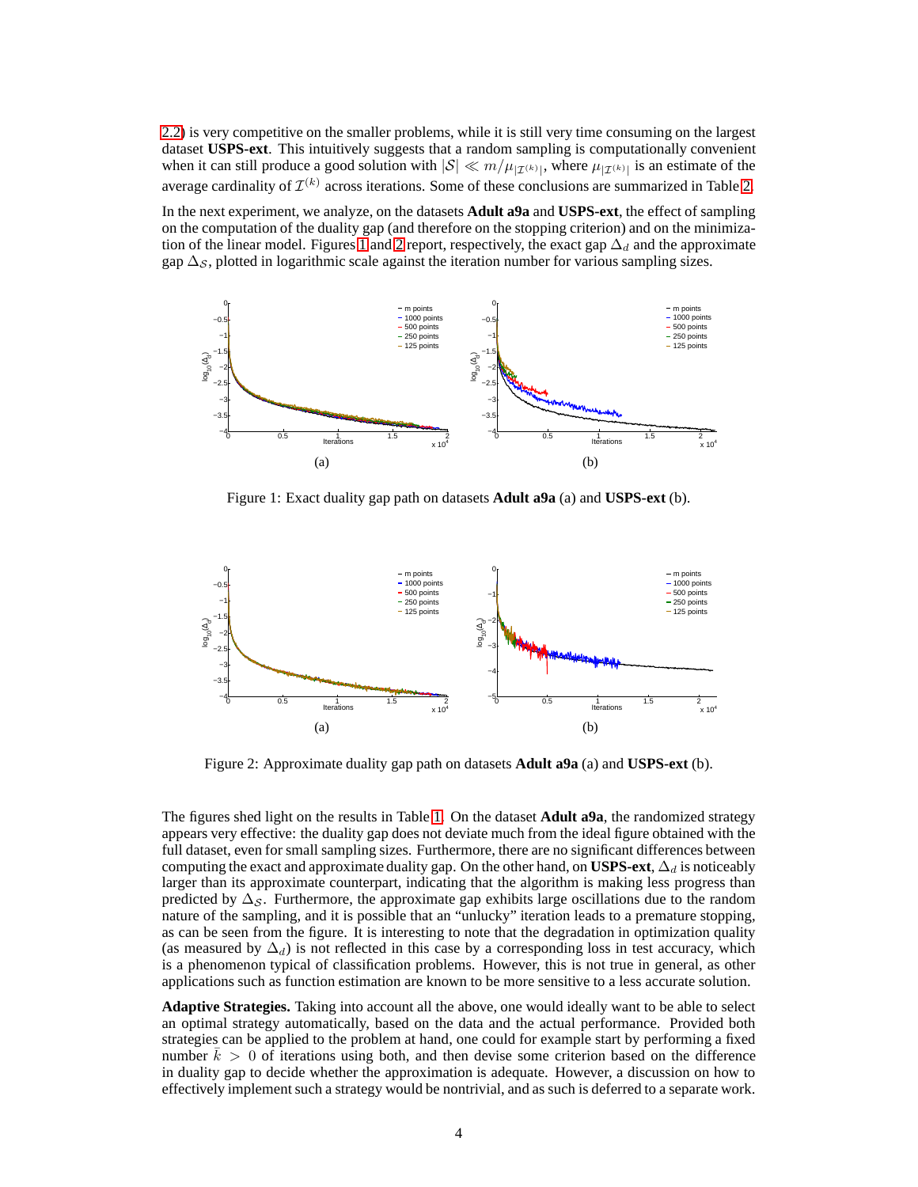2.2) is very competitive on the smaller problems, while it is still very time consuming on the largest dataset **USPS-ext**. This intuitively suggests that a random sampling is computationally convenient when it can still produce a good solution with $|\mathcal{S}| \ll m/\mu_{|\mathcal{I}^{(k)}|}$, where $\mu_{|\mathcal{I}^{(k)}|}$ is an estimate of the average cardinality of $\mathcal{I}^{(k)}$ across iterations. Some of these conclusions are summarized in Table 2.

In the next experiment, we analyze, on the datasets **Adult a9a** and **USPS-ext**, the effect of sampling on the computation of the duality gap (and therefore on the stopping criterion) and on the minimization of the linear model. Figures 1 and 2 report, respectively, the exact gap $\Delta_d$ and the approximate gap $\Delta_{\mathcal{S}}$, plotted in logarithmic scale against the iteration number for various sampling sizes.

Figure 1: Exact duality gap path on datasets **Adult a9a** (a) and **USPS-ext** (b).

Figure 2: Approximate duality gap path on datasets **Adult a9a** (a) and **USPS-ext** (b).

The figures shed light on the results in Table 1. On the dataset **Adult a9a**, the randomized strategy appears very effective: the duality gap does not deviate much from the ideal figure obtained with the full dataset, even for small sampling sizes. Furthermore, there are no significant differences between computing the exact and approximate duality gap. On the other hand, on **USPS-ext**, $\Delta_d$ is noticeably larger than its approximate counterpart, indicating that the algorithm is making less progress than predicted by $\Delta_{\mathcal{S}}$. Furthermore, the approximate gap exhibits large oscillations due to the random nature of the sampling, and it is possible that an "unlucky" iteration leads to a premature stopping, as can be seen from the figure. It is interesting to note that the degradation in optimization quality (as measured by $\Delta_d$) is not reflected in this case by a corresponding loss in test accuracy, which is a phenomenon typical of classification problems. However, this is not true in general, as other applications such as function estimation are known to be more sensitive to a less accurate solution.

**Adaptive Strategies.** Taking into account all the above, one would ideally want to be able to select an optimal strategy automatically, based on the data and the actual performance. Provided both strategies can be applied to the problem at hand, one could for example start by performing a fixed number $\bar{k} > 0$ of iterations using both, and then devise some criterion based on the difference in duality gap to decide whether the approximation is adequate. However, a discussion on how to effectively implement such a strategy would be nontrivial, and as such is deferred to a separate work.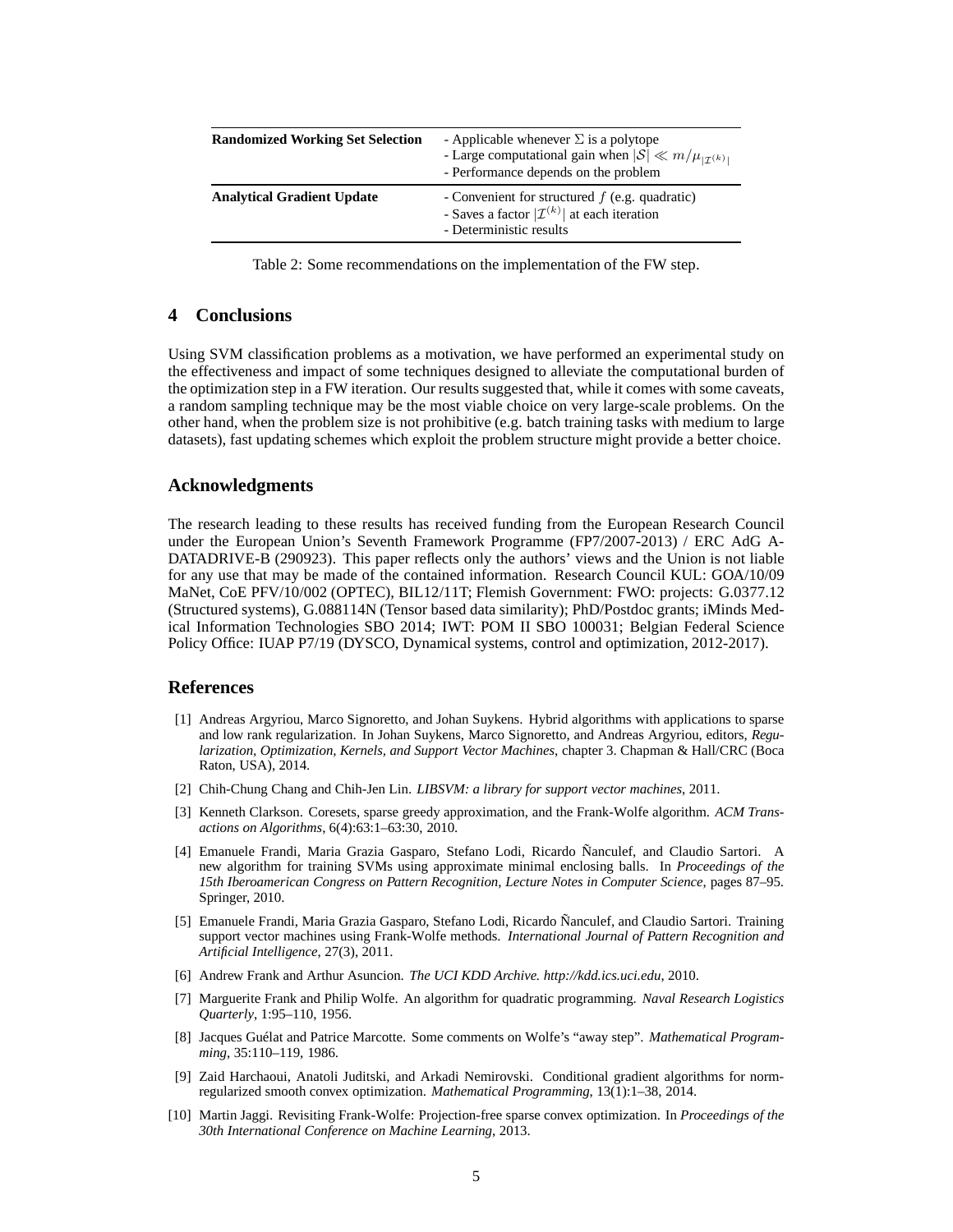| | |
|---|---|
| **Randomized Working Set Selection** | - Applicable whenever $\Sigma$ is a polytope<br>- Large computational gain when $\|\mathcal{S}\| \ll m/\mu_{\|\mathcal{I}^{(k)}\|}$<br>- Performance depends on the problem |
| **Analytical Gradient Update** | - Convenient for structured $f$ (e.g. quadratic)<br>- Saves a factor $\|\mathcal{I}^{(k)}\|$ at each iteration<br>- Deterministic results |

Table 2: Some recommendations on the implementation of the FW step.

## 4 Conclusions

Using SVM classification problems as a motivation, we have performed an experimental study on the effectiveness and impact of some techniques designed to alleviate the computational burden of the optimization step in a FW iteration. Our results suggested that, while it comes with some caveats, a random sampling technique may be the most viable choice on very large-scale problems. On the other hand, when the problem size is not prohibitive (e.g. batch training tasks with medium to large datasets), fast updating schemes which exploit the problem structure might provide a better choice.

## Acknowledgments

The research leading to these results has received funding from the European Research Council under the European Union's Seventh Framework Programme (FP7/2007-2013) / ERC AdG A-DATADRIVE-B (290923). This paper reflects only the authors' views and the Union is not liable for any use that may be made of the contained information. Research Council KUL: GOA/10/09 MaNet, CoE PFV/10/002 (OPTEC), BIL12/11T; Flemish Government: FWO: projects: G.0377.12 (Structured systems), G.088114N (Tensor based data similarity); PhD/Postdoc grants; iMinds Medical Information Technologies SBO 2014; IWT: POM II SBO 100031; Belgian Federal Science Policy Office: IUAP P7/19 (DYSCO, Dynamical systems, control and optimization, 2012-2017).

## References

[1] Andreas Argyriou, Marco Signoretto, and Johan Suykens. Hybrid algorithms with applications to sparse and low rank regularization. In Johan Suykens, Marco Signoretto, and Andreas Argyriou, editors, *Regularization, Optimization, Kernels, and Support Vector Machines*, chapter 3. Chapman & Hall/CRC (Boca Raton, USA), 2014.

[2] Chih-Chung Chang and Chih-Jen Lin. *LIBSVM: a library for support vector machines*, 2011.

[3] Kenneth Clarkson. Coresets, sparse greedy approximation, and the Frank-Wolfe algorithm. *ACM Transactions on Algorithms*, 6(4):63:1–63:30, 2010.

[4] Emanuele Frandi, Maria Grazia Gasparo, Stefano Lodi, Ricardo Ñanculef, and Claudio Sartori. A new algorithm for training SVMs using approximate minimal enclosing balls. In *Proceedings of the 15th Iberoamerican Congress on Pattern Recognition, Lecture Notes in Computer Science*, pages 87–95. Springer, 2010.

[5] Emanuele Frandi, Maria Grazia Gasparo, Stefano Lodi, Ricardo Ñanculef, and Claudio Sartori. Training support vector machines using Frank-Wolfe methods. *International Journal of Pattern Recognition and Artificial Intelligence*, 27(3), 2011.

[6] Andrew Frank and Arthur Asuncion. *The UCI KDD Archive. http://kdd.ics.uci.edu*, 2010.

[7] Marguerite Frank and Philip Wolfe. An algorithm for quadratic programming. *Naval Research Logistics Quarterly*, 1:95–110, 1956.

[8] Jacques Guélat and Patrice Marcotte. Some comments on Wolfe's "away step". *Mathematical Programming*, 35:110–119, 1986.

[9] Zaid Harchaoui, Anatoli Juditski, and Arkadi Nemirovski. Conditional gradient algorithms for norm-regularized smooth convex optimization. *Mathematical Programming*, 13(1):1–38, 2014.

[10] Martin Jaggi. Revisiting Frank-Wolfe: Projection-free sparse convex optimization. In *Proceedings of the 30th International Conference on Machine Learning*, 2013.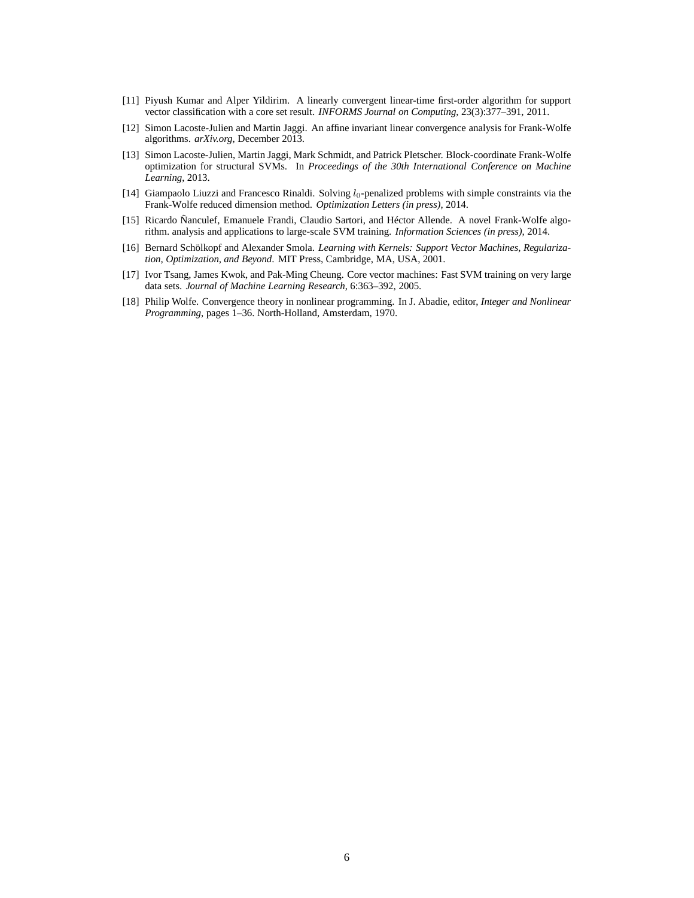[11] Piyush Kumar and Alper Yildirim. A linearly convergent linear-time first-order algorithm for support vector classification with a core set result. *INFORMS Journal on Computing*, 23(3):377–391, 2011.

[12] Simon Lacoste-Julien and Martin Jaggi. An affine invariant linear convergence analysis for Frank-Wolfe algorithms. *arXiv.org*, December 2013.

[13] Simon Lacoste-Julien, Martin Jaggi, Mark Schmidt, and Patrick Pletscher. Block-coordinate Frank-Wolfe optimization for structural SVMs. In *Proceedings of the 30th International Conference on Machine Learning*, 2013.

[14] Giampaolo Liuzzi and Francesco Rinaldi. Solving $l_0$-penalized problems with simple constraints via the Frank-Wolfe reduced dimension method. *Optimization Letters (in press)*, 2014.

[15] Ricardo Ñanculef, Emanuele Frandi, Claudio Sartori, and Héctor Allende. A novel Frank-Wolfe algorithm. analysis and applications to large-scale SVM training. *Information Sciences (in press)*, 2014.

[16] Bernard Schölkopf and Alexander Smola. *Learning with Kernels: Support Vector Machines, Regularization, Optimization, and Beyond*. MIT Press, Cambridge, MA, USA, 2001.

[17] Ivor Tsang, James Kwok, and Pak-Ming Cheung. Core vector machines: Fast SVM training on very large data sets. *Journal of Machine Learning Research*, 6:363–392, 2005.

[18] Philip Wolfe. Convergence theory in nonlinear programming. In J. Abadie, editor, *Integer and Nonlinear Programming*, pages 1–36. North-Holland, Amsterdam, 1970.